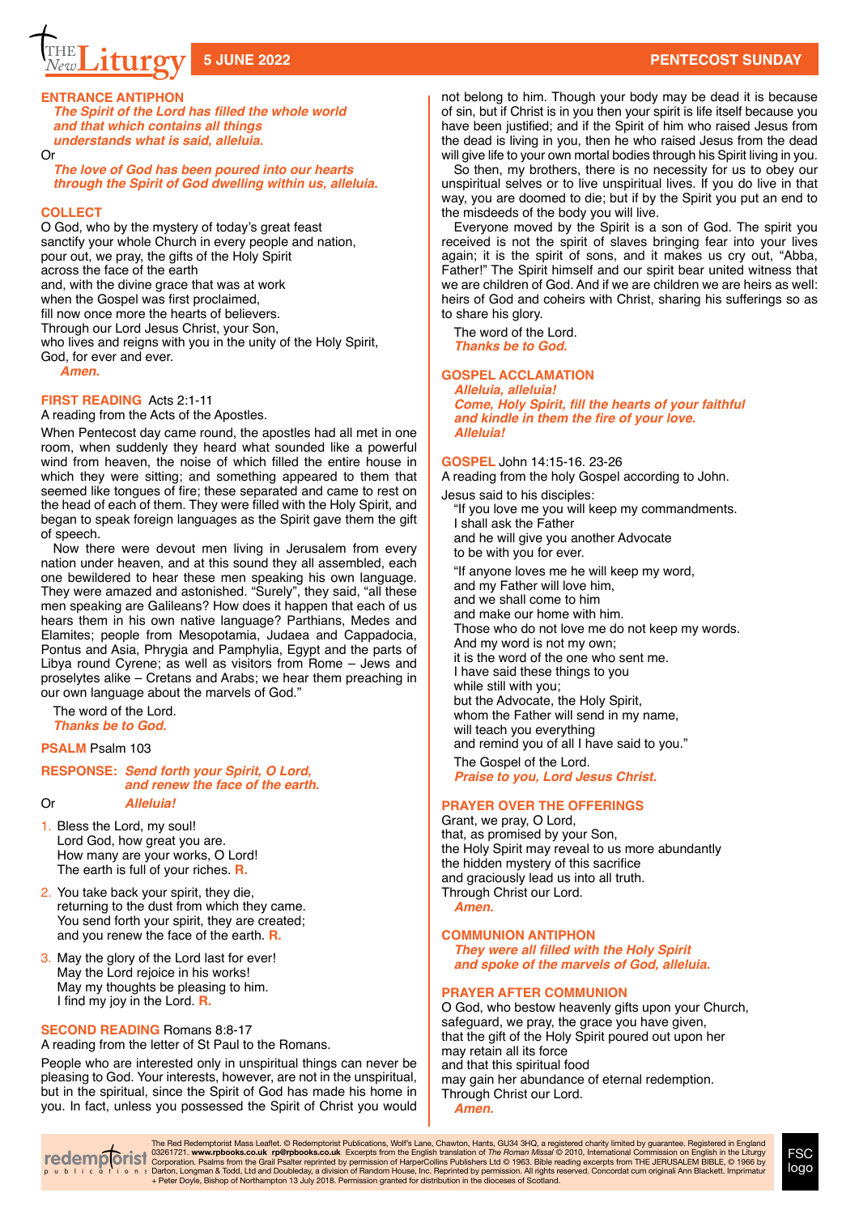# THE New Liturgy — 5 JUNE 2022 — PENTECOST SUNDAY

## ENTRANCE ANTIPHON

***The Spirit of the Lord has filled the whole world***
***and that which contains all things***
***understands what is said, alleluia.***

Or

***The love of God has been poured into our hearts***
***through the Spirit of God dwelling within us, alleluia.***

## COLLECT

O God, who by the mystery of today's great feast
sanctify your whole Church in every people and nation,
pour out, we pray, the gifts of the Holy Spirit
across the face of the earth
and, with the divine grace that was at work
when the Gospel was first proclaimed,
fill now once more the hearts of believers.
Through our Lord Jesus Christ, your Son,
who lives and reigns with you in the unity of the Holy Spirit,
God, for ever and ever.
***Amen.***

## FIRST READING Acts 2:1-11

A reading from the Acts of the Apostles.

When Pentecost day came round, the apostles had all met in one room, when suddenly they heard what sounded like a powerful wind from heaven, the noise of which filled the entire house in which they were sitting; and something appeared to them that seemed like tongues of fire; these separated and came to rest on the head of each of them. They were filled with the Holy Spirit, and began to speak foreign languages as the Spirit gave them the gift of speech.

Now there were devout men living in Jerusalem from every nation under heaven, and at this sound they all assembled, each one bewildered to hear these men speaking his own language. They were amazed and astonished. "Surely", they said, "all these men speaking are Galileans? How does it happen that each of us hears them in his own native language? Parthians, Medes and Elamites; people from Mesopotamia, Judaea and Cappadocia, Pontus and Asia, Phrygia and Pamphylia, Egypt and the parts of Libya round Cyrene; as well as visitors from Rome – Jews and proselytes alike – Cretans and Arabs; we hear them preaching in our own language about the marvels of God."

The word of the Lord.
***Thanks be to God.***

## PSALM Psalm 103

**RESPONSE:** ***Send forth your Spirit, O Lord, and renew the face of the earth.***

Or ***Alleluia!***

1. Bless the Lord, my soul!
   Lord God, how great you are.
   How many are your works, O Lord!
   The earth is full of your riches. **R.**

2. You take back your spirit, they die,
   returning to the dust from which they came.
   You send forth your spirit, they are created;
   and you renew the face of the earth. **R.**

3. May the glory of the Lord last for ever!
   May the Lord rejoice in his works!
   May my thoughts be pleasing to him.
   I find my joy in the Lord. **R.**

## SECOND READING Romans 8:8-17

A reading from the letter of St Paul to the Romans.

People who are interested only in unspiritual things can never be pleasing to God. Your interests, however, are not in the unspiritual, but in the spiritual, since the Spirit of God has made his home in you. In fact, unless you possessed the Spirit of Christ you would not belong to him. Though your body may be dead it is because of sin, but if Christ is in you then your spirit is life itself because you have been justified; and if the Spirit of him who raised Jesus from the dead is living in you, then he who raised Jesus from the dead will give life to your own mortal bodies through his Spirit living in you.

So then, my brothers, there is no necessity for us to obey our unspiritual selves or to live unspiritual lives. If you do live in that way, you are doomed to die; but if by the Spirit you put an end to the misdeeds of the body you will live.

Everyone moved by the Spirit is a son of God. The spirit you received is not the spirit of slaves bringing fear into your lives again; it is the spirit of sons, and it makes us cry out, "Abba, Father!" The Spirit himself and our spirit bear united witness that we are children of God. And if we are children we are heirs as well: heirs of God and coheirs with Christ, sharing his sufferings so as to share his glory.

The word of the Lord.
***Thanks be to God.***

## GOSPEL ACCLAMATION

***Alleluia, alleluia!***
***Come, Holy Spirit, fill the hearts of your faithful***
***and kindle in them the fire of your love.***
***Alleluia!***

## GOSPEL John 14:15-16. 23-26

A reading from the holy Gospel according to John.

Jesus said to his disciples:
"If you love me you will keep my commandments.
I shall ask the Father
and he will give you another Advocate
to be with you for ever.

"If anyone loves me he will keep my word,
and my Father will love him,
and we shall come to him
and make our home with him.
Those who do not love me do not keep my words.
And my word is not my own;
it is the word of the one who sent me.
I have said these things to you
while still with you;
but the Advocate, the Holy Spirit,
whom the Father will send in my name,
will teach you everything
and remind you of all I have said to you."

The Gospel of the Lord.
***Praise to you, Lord Jesus Christ.***

## PRAYER OVER THE OFFERINGS

Grant, we pray, O Lord,
that, as promised by your Son,
the Holy Spirit may reveal to us more abundantly
the hidden mystery of this sacrifice
and graciously lead us into all truth.
Through Christ our Lord.
***Amen.***

## COMMUNION ANTIPHON

***They were all filled with the Holy Spirit***
***and spoke of the marvels of God, alleluia.***

## PRAYER AFTER COMMUNION

O God, who bestow heavenly gifts upon your Church,
safeguard, we pray, the grace you have given,
that the gift of the Holy Spirit poured out upon her
may retain all its force
and that this spiritual food
may gain her abundance of eternal redemption.
Through Christ our Lord.
***Amen.***

The Red Redemptorist Mass Leaflet. © Redemptorist Publications, Wolf's Lane, Chawton, Hants, GU34 3HQ, a registered charity limited by guarantee. Registered in England 03261721. **www.rpbooks.co.uk rp@rpbooks.co.uk** Excerpts from the English translation of *The Roman Missal* © 2010, International Commission on English in the Liturgy Corporation. Psalms from the Grail Psalter reprinted by permission of HarperCollins Publishers Ltd © 1963. Bible reading excerpts from THE JERUSALEM BIBLE, © 1966 by Darton, Longman & Todd, Ltd and Doubleday, a division of Random House, Inc. Reprinted by permission. All rights reserved. Concordat cum originali Ann Blackett. Imprimatur + Peter Doyle, Bishop of Northampton 13 July 2018. Permission granted for distribution in the dioceses of Scotland.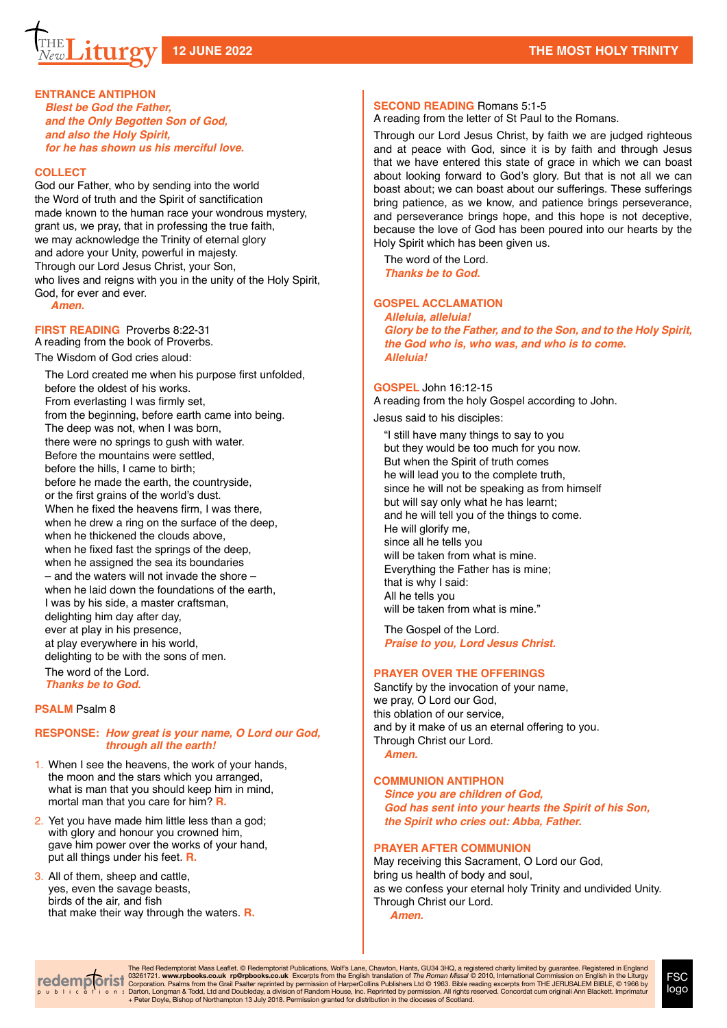THE New Liturgy — 12 JUNE 2022 — THE MOST HOLY TRINITY

## ENTRANCE ANTIPHON

*Blest be God the Father,*
*and the Only Begotten Son of God,*
*and also the Holy Spirit,*
*for he has shown us his merciful love.*

## COLLECT

God our Father, who by sending into the world
the Word of truth and the Spirit of sanctification
made known to the human race your wondrous mystery,
grant us, we pray, that in professing the true faith,
we may acknowledge the Trinity of eternal glory
and adore your Unity, powerful in majesty.
Through our Lord Jesus Christ, your Son,
who lives and reigns with you in the unity of the Holy Spirit,
God, for ever and ever.
*Amen.*

## FIRST READING Proverbs 8:22-31

A reading from the book of Proverbs.

The Wisdom of God cries aloud:

The Lord created me when his purpose first unfolded,
before the oldest of his works.
From everlasting I was firmly set,
from the beginning, before earth came into being.
The deep was not, when I was born,
there were no springs to gush with water.
Before the mountains were settled,
before the hills, I came to birth;
before he made the earth, the countryside,
or the first grains of the world's dust.
When he fixed the heavens firm, I was there,
when he drew a ring on the surface of the deep,
when he thickened the clouds above,
when he fixed fast the springs of the deep,
when he assigned the sea its boundaries
– and the waters will not invade the shore –
when he laid down the foundations of the earth,
I was by his side, a master craftsman,
delighting him day after day,
ever at play in his presence,
at play everywhere in his world,
delighting to be with the sons of men.

The word of the Lord.
*Thanks be to God.*

## PSALM Psalm 8

**RESPONSE:** *How great is your name, O Lord our God, through all the earth!*

1. When I see the heavens, the work of your hands,
the moon and the stars which you arranged,
what is man that you should keep him in mind,
mortal man that you care for him? **R.**

2. Yet you have made him little less than a god;
with glory and honour you crowned him,
gave him power over the works of your hand,
put all things under his feet. **R.**

3. All of them, sheep and cattle,
yes, even the savage beasts,
birds of the air, and fish
that make their way through the waters. **R.**

## SECOND READING Romans 5:1-5

A reading from the letter of St Paul to the Romans.

Through our Lord Jesus Christ, by faith we are judged righteous and at peace with God, since it is by faith and through Jesus that we have entered this state of grace in which we can boast about looking forward to God's glory. But that is not all we can boast about; we can boast about our sufferings. These sufferings bring patience, as we know, and patience brings perseverance, and perseverance brings hope, and this hope is not deceptive, because the love of God has been poured into our hearts by the Holy Spirit which has been given us.

The word of the Lord.
*Thanks be to God.*

## GOSPEL ACCLAMATION

*Alleluia, alleluia!*
*Glory be to the Father, and to the Son, and to the Holy Spirit,*
*the God who is, who was, and who is to come.*
*Alleluia!*

## GOSPEL John 16:12-15

A reading from the holy Gospel according to John.

Jesus said to his disciples:

"I still have many things to say to you
but they would be too much for you now.
But when the Spirit of truth comes
he will lead you to the complete truth,
since he will not be speaking as from himself
but will say only what he has learnt;
and he will tell you of the things to come.
He will glorify me,
since all he tells you
will be taken from what is mine.
Everything the Father has is mine;
that is why I said:
All he tells you
will be taken from what is mine."

The Gospel of the Lord.
*Praise to you, Lord Jesus Christ.*

## PRAYER OVER THE OFFERINGS

Sanctify by the invocation of your name,
we pray, O Lord our God,
this oblation of our service,
and by it make of us an eternal offering to you.
Through Christ our Lord.
*Amen.*

## COMMUNION ANTIPHON

*Since you are children of God,*
*God has sent into your hearts the Spirit of his Son,*
*the Spirit who cries out: Abba, Father.*

## PRAYER AFTER COMMUNION

May receiving this Sacrament, O Lord our God,
bring us health of body and soul,
as we confess your eternal holy Trinity and undivided Unity.
Through Christ our Lord.
*Amen.*

The Red Redemptorist Mass Leaflet. © Redemptorist Publications, Wolf's Lane, Chawton, Hants, GU34 3HQ, a registered charity limited by guarantee. Registered in England 03261721. **www.rpbooks.co.uk rp@rpbooks.co.uk** Excerpts from the English translation of *The Roman Missal* © 2010, International Commission on English in the Liturgy Corporation. Psalms from the Grail Psalter reprinted by permission of HarperCollins Publishers Ltd © 1963. Bible reading excerpts from THE JERUSALEM BIBLE, © 1966 by Darton, Longman & Todd, Ltd and Doubleday, a division of Random House, Inc. Reprinted by permission. All rights reserved. Concordat cum originali Ann Blackett. Imprimatur + Peter Doyle, Bishop of Northampton 13 July 2018. Permission granted for distribution in the dioceses of Scotland.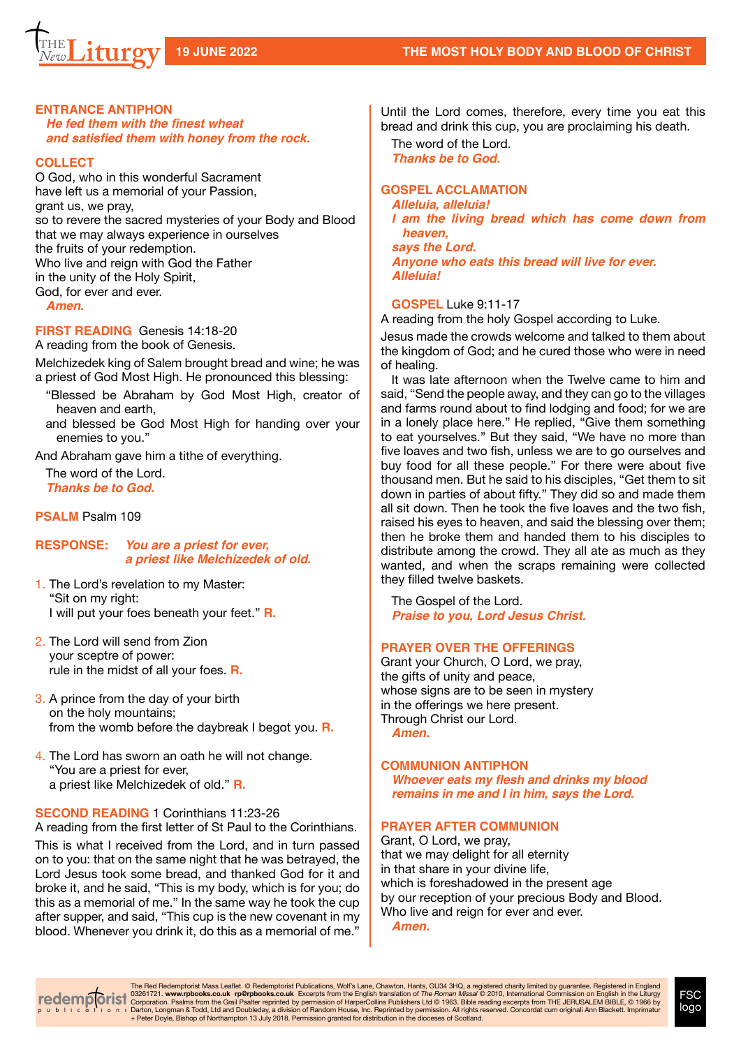THE New Liturgy | 19 JUNE 2022 | THE MOST HOLY BODY AND BLOOD OF CHRIST

## ENTRANCE ANTIPHON

***He fed them with the finest wheat***
***and satisfied them with honey from the rock.***

## COLLECT

O God, who in this wonderful Sacrament
have left us a memorial of your Passion,
grant us, we pray,
so to revere the sacred mysteries of your Body and Blood
that we may always experience in ourselves
the fruits of your redemption.
Who live and reign with God the Father
in the unity of the Holy Spirit,
God, for ever and ever.
***Amen.***

## FIRST READING Genesis 14:18-20

A reading from the book of Genesis.

Melchizedek king of Salem brought bread and wine; he was a priest of God Most High. He pronounced this blessing:

"Blessed be Abraham by God Most High, creator of heaven and earth,
and blessed be God Most High for handing over your enemies to you."

And Abraham gave him a tithe of everything.

The word of the Lord.
***Thanks be to God.***

## PSALM Psalm 109

**RESPONSE:** ***You are a priest for ever,***
***a priest like Melchizedek of old.***

1. The Lord's revelation to my Master:
"Sit on my right:
I will put your foes beneath your feet." **R.**

2. The Lord will send from Zion
your sceptre of power:
rule in the midst of all your foes. **R.**

3. A prince from the day of your birth
on the holy mountains;
from the womb before the daybreak I begot you. **R.**

4. The Lord has sworn an oath he will not change.
"You are a priest for ever,
a priest like Melchizedek of old." **R.**

## SECOND READING 1 Corinthians 11:23-26

A reading from the first letter of St Paul to the Corinthians.

This is what I received from the Lord, and in turn passed on to you: that on the same night that he was betrayed, the Lord Jesus took some bread, and thanked God for it and broke it, and he said, "This is my body, which is for you; do this as a memorial of me." In the same way he took the cup after supper, and said, "This cup is the new covenant in my blood. Whenever you drink it, do this as a memorial of me." Until the Lord comes, therefore, every time you eat this bread and drink this cup, you are proclaiming his death.

The word of the Lord.
***Thanks be to God.***

## GOSPEL ACCLAMATION

***Alleluia, alleluia!***
***I am the living bread which has come down from heaven,***
***says the Lord.***
***Anyone who eats this bread will live for ever.***
***Alleluia!***

## GOSPEL Luke 9:11-17

A reading from the holy Gospel according to Luke.

Jesus made the crowds welcome and talked to them about the kingdom of God; and he cured those who were in need of healing.

It was late afternoon when the Twelve came to him and said, "Send the people away, and they can go to the villages and farms round about to find lodging and food; for we are in a lonely place here." He replied, "Give them something to eat yourselves." But they said, "We have no more than five loaves and two fish, unless we are to go ourselves and buy food for all these people." For there were about five thousand men. But he said to his disciples, "Get them to sit down in parties of about fifty." They did so and made them all sit down. Then he took the five loaves and the two fish, raised his eyes to heaven, and said the blessing over them; then he broke them and handed them to his disciples to distribute among the crowd. They all ate as much as they wanted, and when the scraps remaining were collected they filled twelve baskets.

The Gospel of the Lord.
***Praise to you, Lord Jesus Christ.***

## PRAYER OVER THE OFFERINGS

Grant your Church, O Lord, we pray,
the gifts of unity and peace,
whose signs are to be seen in mystery
in the offerings we here present.
Through Christ our Lord.
***Amen.***

## COMMUNION ANTIPHON

***Whoever eats my flesh and drinks my blood***
***remains in me and I in him, says the Lord.***

## PRAYER AFTER COMMUNION

Grant, O Lord, we pray,
that we may delight for all eternity
in that share in your divine life,
which is foreshadowed in the present age
by our reception of your precious Body and Blood.
Who live and reign for ever and ever.
***Amen.***

The Red Redemptorist Mass Leaflet. © Redemptorist Publications, Wolf's Lane, Chawton, Hants, GU34 3HQ, a registered charity limited by guarantee. Registered in England 03261721. **www.rpbooks.co.uk rp@rpbooks.co.uk** Excerpts from the English translation of *The Roman Missal* © 2010, International Commission on English in the Liturgy Corporation. Psalms from the Grail Psalter reprinted by permission of HarperCollins Publishers Ltd © 1963. Bible reading excerpts from THE JERUSALEM BIBLE, © 1966 by Darton, Longman & Todd, Ltd and Doubleday, a division of Random House, Inc. Reprinted by permission. All rights reserved. Concordat cum originali Ann Blackett. Imprimatur + Peter Doyle, Bishop of Northampton 13 July 2018. Permission granted for distribution in the dioceses of Scotland.

FSC logo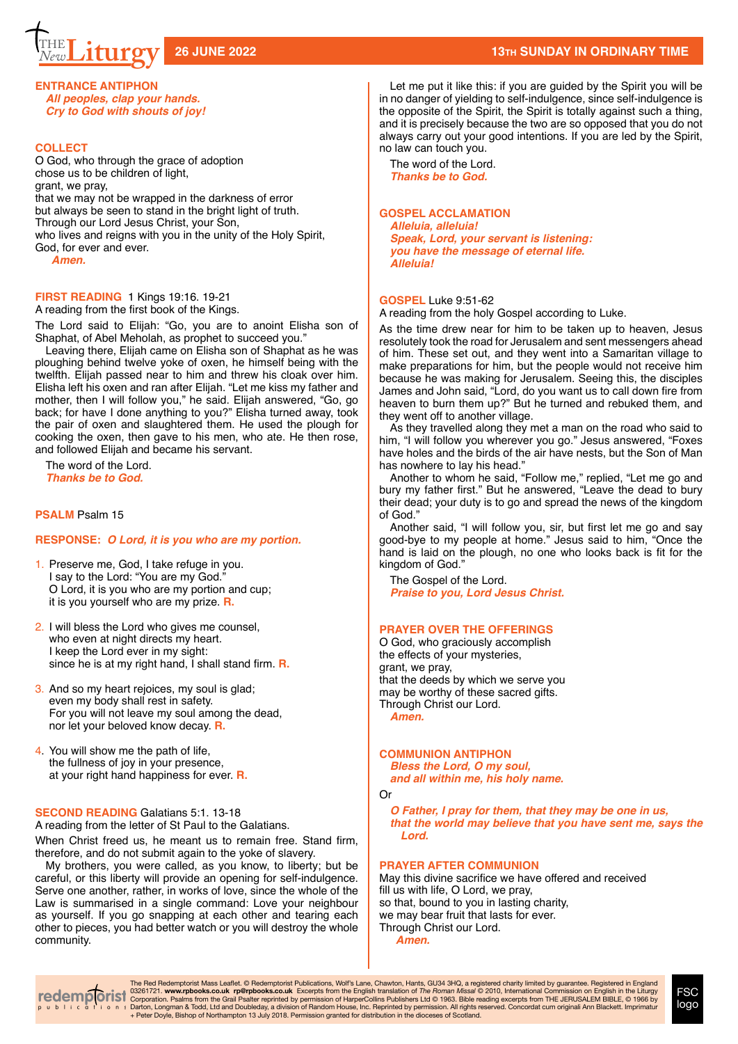# The New Liturgy

**26 JUNE 2022** — **13TH SUNDAY IN ORDINARY TIME**

## ENTRANCE ANTIPHON

***All peoples, clap your hands.***
***Cry to God with shouts of joy!***

## COLLECT

O God, who through the grace of adoption
chose us to be children of light,
grant, we pray,
that we may not be wrapped in the darkness of error
but always be seen to stand in the bright light of truth.
Through our Lord Jesus Christ, your Son,
who lives and reigns with you in the unity of the Holy Spirit,
God, for ever and ever.
***Amen.***

## FIRST READING 1 Kings 19:16. 19-21

A reading from the first book of the Kings.

The Lord said to Elijah: "Go, you are to anoint Elisha son of Shaphat, of Abel Meholah, as prophet to succeed you."

Leaving there, Elijah came on Elisha son of Shaphat as he was ploughing behind twelve yoke of oxen, he himself being with the twelfth. Elijah passed near to him and threw his cloak over him. Elisha left his oxen and ran after Elijah. "Let me kiss my father and mother, then I will follow you," he said. Elijah answered, "Go, go back; for have I done anything to you?" Elisha turned away, took the pair of oxen and slaughtered them. He used the plough for cooking the oxen, then gave to his men, who ate. He then rose, and followed Elijah and became his servant.

The word of the Lord.
***Thanks be to God.***

## PSALM Psalm 15

**RESPONSE:** ***O Lord, it is you who are my portion.***

1. Preserve me, God, I take refuge in you.
   I say to the Lord: "You are my God."
   O Lord, it is you who are my portion and cup;
   it is you yourself who are my prize. **R.**

2. I will bless the Lord who gives me counsel,
   who even at night directs my heart.
   I keep the Lord ever in my sight:
   since he is at my right hand, I shall stand firm. **R.**

3. And so my heart rejoices, my soul is glad;
   even my body shall rest in safety.
   For you will not leave my soul among the dead,
   nor let your beloved know decay. **R.**

4. You will show me the path of life,
   the fullness of joy in your presence,
   at your right hand happiness for ever. **R.**

## SECOND READING Galatians 5:1. 13-18

A reading from the letter of St Paul to the Galatians.

When Christ freed us, he meant us to remain free. Stand firm, therefore, and do not submit again to the yoke of slavery.

My brothers, you were called, as you know, to liberty; but be careful, or this liberty will provide an opening for self-indulgence. Serve one another, rather, in works of love, since the whole of the Law is summarised in a single command: Love your neighbour as yourself. If you go snapping at each other and tearing each other to pieces, you had better watch or you will destroy the whole community.

Let me put it like this: if you are guided by the Spirit you will be in no danger of yielding to self-indulgence, since self-indulgence is the opposite of the Spirit, the Spirit is totally against such a thing, and it is precisely because the two are so opposed that you do not always carry out your good intentions. If you are led by the Spirit, no law can touch you.

The word of the Lord.
***Thanks be to God.***

## GOSPEL ACCLAMATION

***Alleluia, alleluia!***
***Speak, Lord, your servant is listening:***
***you have the message of eternal life.***
***Alleluia!***

## GOSPEL Luke 9:51-62

A reading from the holy Gospel according to Luke.

As the time drew near for him to be taken up to heaven, Jesus resolutely took the road for Jerusalem and sent messengers ahead of him. These set out, and they went into a Samaritan village to make preparations for him, but the people would not receive him because he was making for Jerusalem. Seeing this, the disciples James and John said, "Lord, do you want us to call down fire from heaven to burn them up?" But he turned and rebuked them, and they went off to another village.

As they travelled along they met a man on the road who said to him, "I will follow you wherever you go." Jesus answered, "Foxes have holes and the birds of the air have nests, but the Son of Man has nowhere to lay his head."

Another to whom he said, "Follow me," replied, "Let me go and bury my father first." But he answered, "Leave the dead to bury their dead; your duty is to go and spread the news of the kingdom of God."

Another said, "I will follow you, sir, but first let me go and say good-bye to my people at home." Jesus said to him, "Once the hand is laid on the plough, no one who looks back is fit for the kingdom of God."

The Gospel of the Lord.
***Praise to you, Lord Jesus Christ.***

## PRAYER OVER THE OFFERINGS

O God, who graciously accomplish
the effects of your mysteries,
grant, we pray,
that the deeds by which we serve you
may be worthy of these sacred gifts.
Through Christ our Lord.
***Amen.***

## COMMUNION ANTIPHON

***Bless the Lord, O my soul,***
***and all within me, his holy name.***

Or

***O Father, I pray for them, that they may be one in us,***
***that the world may believe that you have sent me, says the Lord.***

## PRAYER AFTER COMMUNION

May this divine sacrifice we have offered and received
fill us with life, O Lord, we pray,
so that, bound to you in lasting charity,
we may bear fruit that lasts for ever.
Through Christ our Lord.
***Amen.***

---

redemptorist publications

The Red Redemptorist Mass Leaflet. © Redemptorist Publications, Wolf's Lane, Chawton, Hants, GU34 3HQ, a registered charity limited by guarantee. Registered in England 03261721. **www.rpbooks.co.uk rp@rpbooks.co.uk** Excerpts from the English translation of *The Roman Missal* © 2010, International Commission on English in the Liturgy Corporation. Psalms from the Grail Psalter reprinted by permission of HarperCollins Publishers Ltd © 1963. Bible reading excerpts from THE JERUSALEM BIBLE, © 1966 by Darton, Longman & Todd, Ltd and Doubleday, a division of Random House, Inc. Reprinted by permission. All rights reserved. Concordat cum originali Ann Blackett. Imprimatur + Peter Doyle, Bishop of Northampton 13 July 2018. Permission granted for distribution in the dioceses of Scotland.

FSC logo